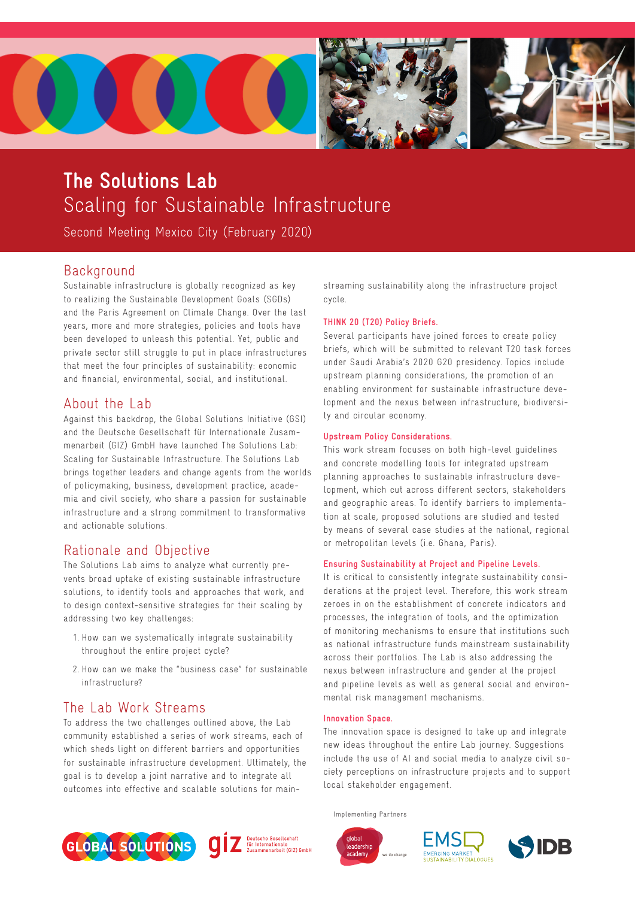# The Solutions Lab
## Scaling for Sustainable Infrastructure

Second Meeting Mexico City (February 2020)

## Background

Sustainable infrastructure is globally recognized as key to realizing the Sustainable Development Goals (SGDs) and the Paris Agreement on Climate Change. Over the last years, more and more strategies, policies and tools have been developed to unleash this potential. Yet, public and private sector still struggle to put in place infrastructures that meet the four principles of sustainability: economic and financial, environmental, social, and institutional.

## About the Lab

Against this backdrop, the Global Solutions Initiative (GSI) and the Deutsche Gesellschaft für Internationale Zusammenarbeit (GIZ) GmbH have launched The Solutions Lab: Scaling for Sustainable Infrastructure. The Solutions Lab brings together leaders and change agents from the worlds of policymaking, business, development practice, academia and civil society, who share a passion for sustainable infrastructure and a strong commitment to transformative and actionable solutions.

## Rationale and Objective

The Solutions Lab aims to analyze what currently prevents broad uptake of existing sustainable infrastructure solutions, to identify tools and approaches that work, and to design context-sensitive strategies for their scaling by addressing two key challenges:

1. How can we systematically integrate sustainability throughout the entire project cycle?
2. How can we make the "business case" for sustainable infrastructure?

## The Lab Work Streams

To address the two challenges outlined above, the Lab community established a series of work streams, each of which sheds light on different barriers and opportunities for sustainable infrastructure development. Ultimately, the goal is to develop a joint narrative and to integrate all outcomes into effective and scalable solutions for mainstreaming sustainability along the infrastructure project cycle.

**THINK 20 (T20) Policy Briefs.**

Several participants have joined forces to create policy briefs, which will be submitted to relevant T20 task forces under Saudi Arabia's 2020 G20 presidency. Topics include upstream planning considerations, the promotion of an enabling environment for sustainable infrastructure development and the nexus between infrastructure, biodiversity and circular economy.

**Upstream Policy Considerations.**

This work stream focuses on both high-level guidelines and concrete modelling tools for integrated upstream planning approaches to sustainable infrastructure development, which cut across different sectors, stakeholders and geographic areas. To identify barriers to implementation at scale, proposed solutions are studied and tested by means of several case studies at the national, regional or metropolitan levels (i.e. Ghana, Paris).

**Ensuring Sustainability at Project and Pipeline Levels.**

It is critical to consistently integrate sustainability considerations at the project level. Therefore, this work stream zeroes in on the establishment of concrete indicators and processes, the integration of tools, and the optimization of monitoring mechanisms to ensure that institutions such as national infrastructure funds mainstream sustainability across their portfolios. The Lab is also addressing the nexus between infrastructure and gender at the project and pipeline levels as well as general social and environmental risk management mechanisms.

**Innovation Space.**

The innovation space is designed to take up and integrate new ideas throughout the entire Lab journey. Suggestions include the use of AI and social media to analyze civil society perceptions on infrastructure projects and to support local stakeholder engagement.

Implementing Partners

GLOBAL SOLUTIONS · giz Deutsche Gesellschaft für Internationale Zusammenarbeit (GIZ) GmbH · global leadership academy – we do change · EMSD EMERGING MARKET SUSTAINABILITY DIALOGUES · IDB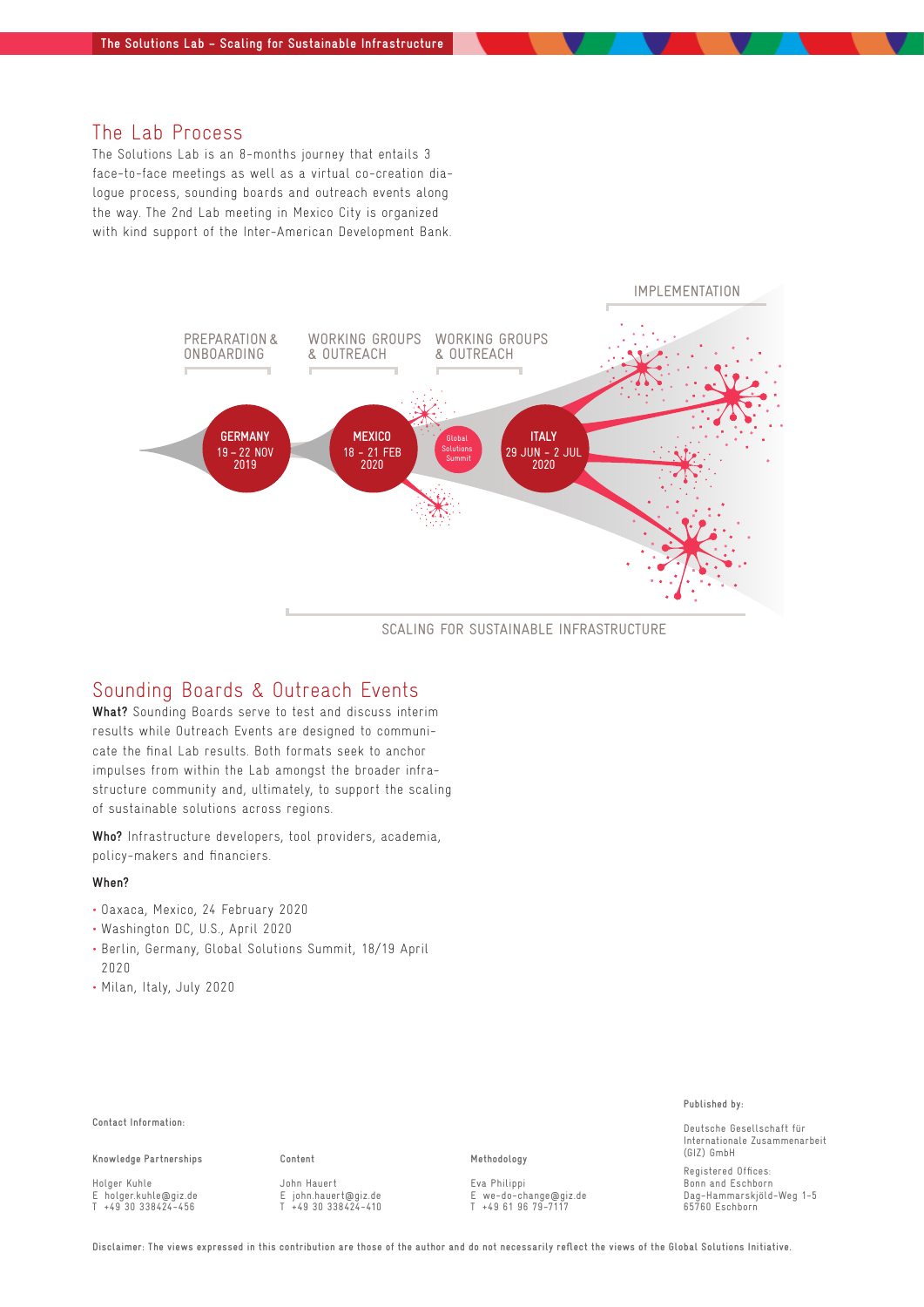## The Lab Process

The Solutions Lab is an 8-months journey that entails 3 face-to-face meetings as well as a virtual co-creation dialogue process, sounding boards and outreach events along the way. The 2nd Lab meeting in Mexico City is organized with kind support of the Inter-American Development Bank.

PREPARATION & ONBOARDING

WORKING GROUPS & OUTREACH

WORKING GROUPS & OUTREACH

IMPLEMENTATION

GERMANY 19 – 22 NOV 2019

MEXICO 18 – 21 FEB 2020

Global Solutions Summit

ITALY 29 JUN – 2 JUL 2020

SCALING FOR SUSTAINABLE INFRASTRUCTURE

## Sounding Boards & Outreach Events

**What?** Sounding Boards serve to test and discuss interim results while Outreach Events are designed to communicate the final Lab results. Both formats seek to anchor impulses from within the Lab amongst the broader infrastructure community and, ultimately, to support the scaling of sustainable solutions across regions.

**Who?** Infrastructure developers, tool providers, academia, policy-makers and financiers.

**When?**

- Oaxaca, Mexico, 24 February 2020
- Washington DC, U.S., April 2020
- Berlin, Germany, Global Solutions Summit, 18/19 April 2020
- Milan, Italy, July 2020

**Contact Information:**

**Knowledge Partnerships**
Holger Kuhle
E holger.kuhle@giz.de
T +49 30 338424-456

**Content**
John Hauert
E john.hauert@giz.de
T +49 30 338424-410

**Methodology**
Eva Philippi
E we-do-change@giz.de
T +49 61 96 79-7117

**Published by:**

Deutsche Gesellschaft für Internationale Zusammenarbeit (GIZ) GmbH

Registered Offices:
Bonn and Eschborn
Dag-Hammarskjöld-Weg 1-5
65760 Eschborn

Disclaimer: The views expressed in this contribution are those of the author and do not necessarily reflect the views of the Global Solutions Initiative.